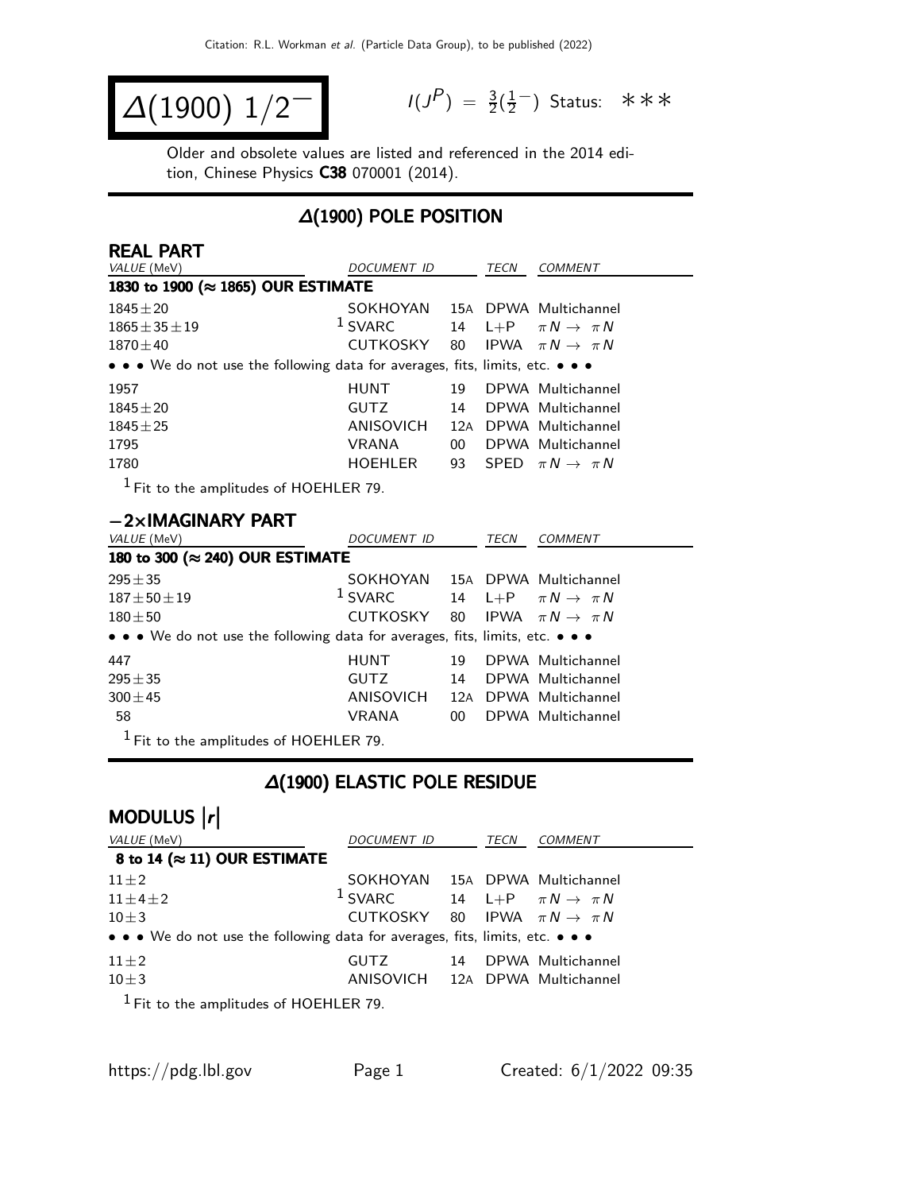Citation: R.L. Workman et al. (Particle Data Group), to be published (2022)

# $\Delta(1900)\ 1/2^-$

$I(J^P) = \frac{3}{2}(\frac{1}{2}^-)$ Status: ∗∗∗

Older and obsolete values are listed and referenced in the 2014 edition, Chinese Physics **C38** 070001 (2014).

## Δ(1900) POLE POSITION

### REAL PART

| VALUE (MeV) | DOCUMENT ID | | TECN | COMMENT |
|---|---|---|---|---|
| **1830 to 1900 (≈ 1865) OUR ESTIMATE** | | | | |
| $1845 \pm 20$ | SOKHOYAN | 15A | DPWA | Multichannel |
| $1865 \pm 35 \pm 19$ | [1] SVARC | 14 | L+P | $\pi N \rightarrow \pi N$ |
| $1870 \pm 40$ | CUTKOSKY | 80 | IPWA | $\pi N \rightarrow \pi N$ |
| • • • We do not use the following data for averages, fits, limits, etc. • • • | | | | |
| 1957 | HUNT | 19 | DPWA | Multichannel |
| $1845 \pm 20$ | GUTZ | 14 | DPWA | Multichannel |
| $1845 \pm 25$ | ANISOVICH | 12A | DPWA | Multichannel |
| 1795 | VRANA | 00 | DPWA | Multichannel |
| 1780 | HOEHLER | 93 | SPED | $\pi N \rightarrow \pi N$ |

[1] Fit to the amplitudes of HOEHLER 79.

### −2×IMAGINARY PART

| VALUE (MeV) | DOCUMENT ID | | TECN | COMMENT |
|---|---|---|---|---|
| **180 to 300 (≈ 240) OUR ESTIMATE** | | | | |
| $295 \pm 35$ | SOKHOYAN | 15A | DPWA | Multichannel |
| $187 \pm 50 \pm 19$ | [1] SVARC | 14 | L+P | $\pi N \rightarrow \pi N$ |
| $180 \pm 50$ | CUTKOSKY | 80 | IPWA | $\pi N \rightarrow \pi N$ |
| • • • We do not use the following data for averages, fits, limits, etc. • • • | | | | |
| 447 | HUNT | 19 | DPWA | Multichannel |
| $295 \pm 35$ | GUTZ | 14 | DPWA | Multichannel |
| $300 \pm 45$ | ANISOVICH | 12A | DPWA | Multichannel |
| 58 | VRANA | 00 | DPWA | Multichannel |

[1] Fit to the amplitudes of HOEHLER 79.

## Δ(1900) ELASTIC POLE RESIDUE

### MODULUS |r|

| VALUE (MeV) | DOCUMENT ID | | TECN | COMMENT |
|---|---|---|---|---|
| **8 to 14 (≈ 11) OUR ESTIMATE** | | | | |
| $11 \pm 2$ | SOKHOYAN | 15A | DPWA | Multichannel |
| $11 \pm 4 \pm 2$ | [1] SVARC | 14 | L+P | $\pi N \rightarrow \pi N$ |
| $10 \pm 3$ | CUTKOSKY | 80 | IPWA | $\pi N \rightarrow \pi N$ |
| • • • We do not use the following data for averages, fits, limits, etc. • • • | | | | |
| $11 \pm 2$ | GUTZ | 14 | DPWA | Multichannel |
| $10 \pm 3$ | ANISOVICH | 12A | DPWA | Multichannel |

[1] Fit to the amplitudes of HOEHLER 79.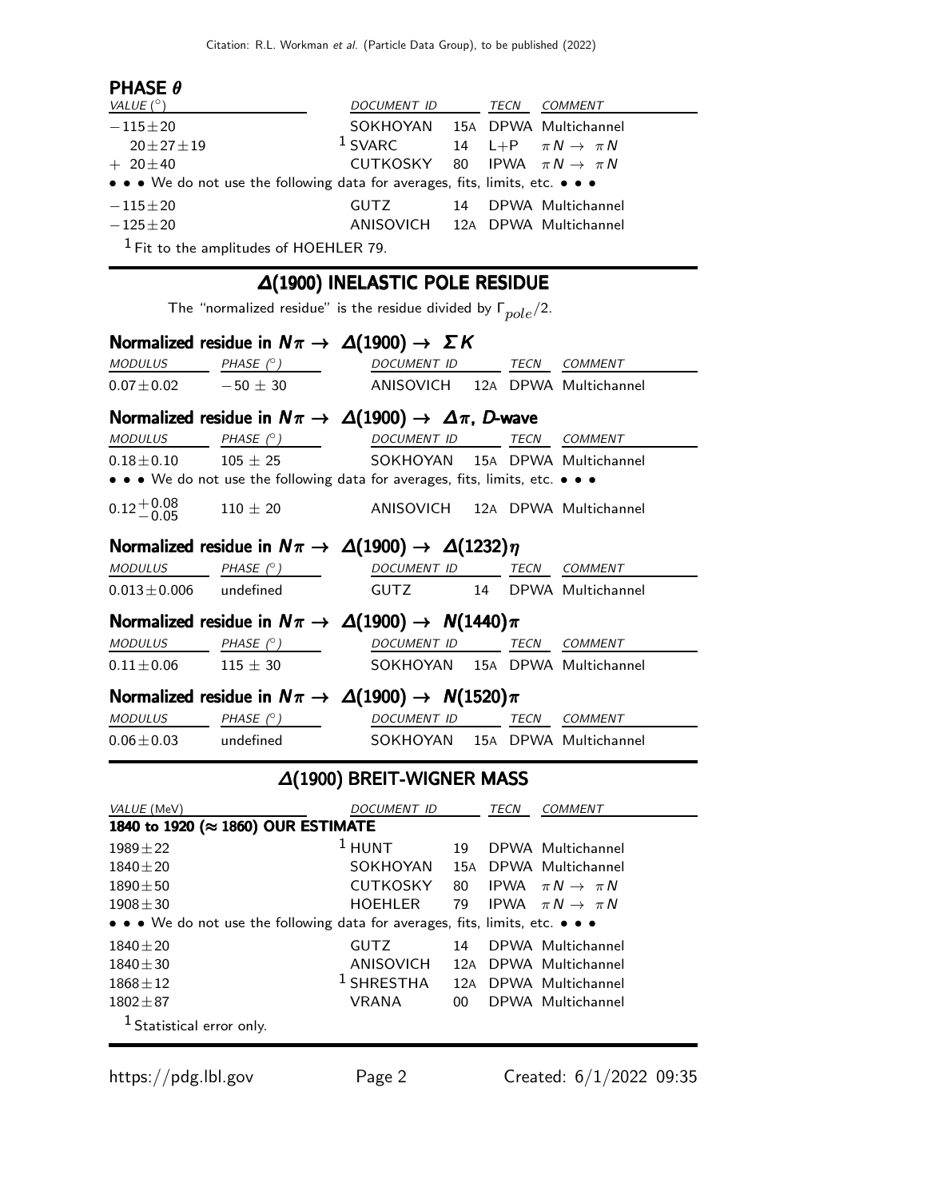### PHASE $\theta$

| VALUE (°) | DOCUMENT ID | | TECN | COMMENT |
|---|---|---|---|---|
| $-115\pm20$ | SOKHOYAN | 15A | DPWA | Multichannel |
| $20\pm27\pm19$ | [1] SVARC | 14 | L+P | $\pi N \to \pi N$ |
| $+\ 20\pm40$ | CUTKOSKY | 80 | IPWA | $\pi N \to \pi N$ |
| • • • We do not use the following data for averages, fits, limits, etc. • • • | | | | |
| $-115\pm20$ | GUTZ | 14 | DPWA | Multichannel |
| $-125\pm20$ | ANISOVICH | 12A | DPWA | Multichannel |

[1] Fit to the amplitudes of HOEHLER 79.

## $\Delta(1900)$ INELASTIC POLE RESIDUE

The "normalized residue" is the residue divided by $\Gamma_{pole}/2$.

### Normalized residue in $N\pi \to \Delta(1900) \to \Sigma K$

| MODULUS | PHASE (°) | DOCUMENT ID | | TECN | COMMENT |
|---|---|---|---|---|---|
| $0.07\pm0.02$ | $-50\pm30$ | ANISOVICH | 12A | DPWA | Multichannel |

### Normalized residue in $N\pi \to \Delta(1900) \to \Delta\pi$, *D*-wave

| MODULUS | PHASE (°) | DOCUMENT ID | | TECN | COMMENT |
|---|---|---|---|---|---|
| $0.18\pm0.10$ | $105\pm25$ | SOKHOYAN | 15A | DPWA | Multichannel |
| • • • We do not use the following data for averages, fits, limits, etc. • • • | | | | | |
| $0.12^{+0.08}_{-0.05}$ | $110\pm20$ | ANISOVICH | 12A | DPWA | Multichannel |

### Normalized residue in $N\pi \to \Delta(1900) \to \Delta(1232)\eta$

| MODULUS | PHASE (°) | DOCUMENT ID | | TECN | COMMENT |
|---|---|---|---|---|---|
| $0.013\pm0.006$ | undefined | GUTZ | 14 | DPWA | Multichannel |

### Normalized residue in $N\pi \to \Delta(1900) \to N(1440)\pi$

| MODULUS | PHASE (°) | DOCUMENT ID | | TECN | COMMENT |
|---|---|---|---|---|---|
| $0.11\pm0.06$ | $115\pm30$ | SOKHOYAN | 15A | DPWA | Multichannel |

### Normalized residue in $N\pi \to \Delta(1900) \to N(1520)\pi$

| MODULUS | PHASE (°) | DOCUMENT ID | | TECN | COMMENT |
|---|---|---|---|---|---|
| $0.06\pm0.03$ | undefined | SOKHOYAN | 15A | DPWA | Multichannel |

## $\Delta(1900)$ BREIT-WIGNER MASS

| VALUE (MeV) | DOCUMENT ID | | TECN | COMMENT |
|---|---|---|---|---|
| **1840 to 1920 (≈ 1860) OUR ESTIMATE** | | | | |
| $1989\pm22$ | [1] HUNT | 19 | DPWA | Multichannel |
| $1840\pm20$ | SOKHOYAN | 15A | DPWA | Multichannel |
| $1890\pm50$ | CUTKOSKY | 80 | IPWA | $\pi N \to \pi N$ |
| $1908\pm30$ | HOEHLER | 79 | IPWA | $\pi N \to \pi N$ |
| • • • We do not use the following data for averages, fits, limits, etc. • • • | | | | |
| $1840\pm20$ | GUTZ | 14 | DPWA | Multichannel |
| $1840\pm30$ | ANISOVICH | 12A | DPWA | Multichannel |
| $1868\pm12$ | [1] SHRESTHA | 12A | DPWA | Multichannel |
| $1802\pm87$ | VRANA | 00 | DPWA | Multichannel |

[1] Statistical error only.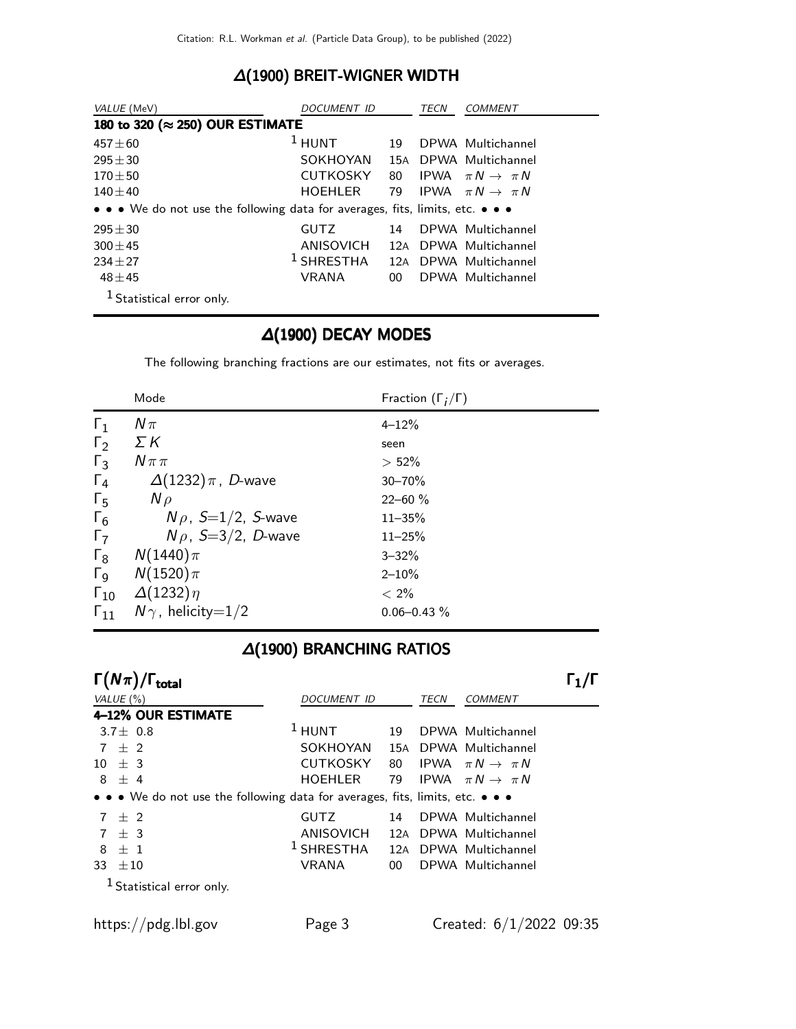## Δ(1900) BREIT-WIGNER WIDTH

| VALUE (MeV) | DOCUMENT ID | | TECN | COMMENT |
|---|---|---|---|---|
| **180 to 320 (≈ 250) OUR ESTIMATE** | | | | |
| $457 \pm 60$ | [1] HUNT | 19 | DPWA | Multichannel |
| $295 \pm 30$ | SOKHOYAN | 15A | DPWA | Multichannel |
| $170 \pm 50$ | CUTKOSKY | 80 | IPWA | $\pi N \rightarrow \pi N$ |
| $140 \pm 40$ | HOEHLER | 79 | IPWA | $\pi N \rightarrow \pi N$ |
| • • • We do not use the following data for averages, fits, limits, etc. • • • | | | | |
| $295 \pm 30$ | GUTZ | 14 | DPWA | Multichannel |
| $300 \pm 45$ | ANISOVICH | 12A | DPWA | Multichannel |
| $234 \pm 27$ | [1] SHRESTHA | 12A | DPWA | Multichannel |
| $48 \pm 45$ | VRANA | 00 | DPWA | Multichannel |

[1] Statistical error only.

## Δ(1900) DECAY MODES

The following branching fractions are our estimates, not fits or averages.

| | Mode | Fraction ($\Gamma_i/\Gamma$) |
|---|---|---|
| $\Gamma_1$ | $N\pi$ | 4–12% |
| $\Gamma_2$ | $\Sigma K$ | seen |
| $\Gamma_3$ | $N\pi\pi$ | > 52% |
| $\Gamma_4$ | $\Delta(1232)\pi$, $D$-wave | 30–70% |
| $\Gamma_5$ | $N\rho$ | 22–60 % |
| $\Gamma_6$ | $N\rho$, $S$=1/2, $S$-wave | 11–35% |
| $\Gamma_7$ | $N\rho$, $S$=3/2, $D$-wave | 11–25% |
| $\Gamma_8$ | $N(1440)\pi$ | 3–32% |
| $\Gamma_9$ | $N(1520)\pi$ | 2–10% |
| $\Gamma_{10}$ | $\Delta(1232)\eta$ | < 2% |
| $\Gamma_{11}$ | $N\gamma$, helicity=1/2 | 0.06–0.43 % |

## Δ(1900) BRANCHING RATIOS

### $\Gamma(N\pi)/\Gamma_{\text{total}}$ — $\Gamma_1/\Gamma$

| VALUE (%) | DOCUMENT ID | | TECN | COMMENT |
|---|---|---|---|---|
| **4–12% OUR ESTIMATE** | | | | |
| $3.7 \pm 0.8$ | [1] HUNT | 19 | DPWA | Multichannel |
| $7 \pm 2$ | SOKHOYAN | 15A | DPWA | Multichannel |
| $10 \pm 3$ | CUTKOSKY | 80 | IPWA | $\pi N \rightarrow \pi N$ |
| $8 \pm 4$ | HOEHLER | 79 | IPWA | $\pi N \rightarrow \pi N$ |
| • • • We do not use the following data for averages, fits, limits, etc. • • • | | | | |
| $7 \pm 2$ | GUTZ | 14 | DPWA | Multichannel |
| $7 \pm 3$ | ANISOVICH | 12A | DPWA | Multichannel |
| $8 \pm 1$ | [1] SHRESTHA | 12A | DPWA | Multichannel |
| $33 \pm 10$ | VRANA | 00 | DPWA | Multichannel |

[1] Statistical error only.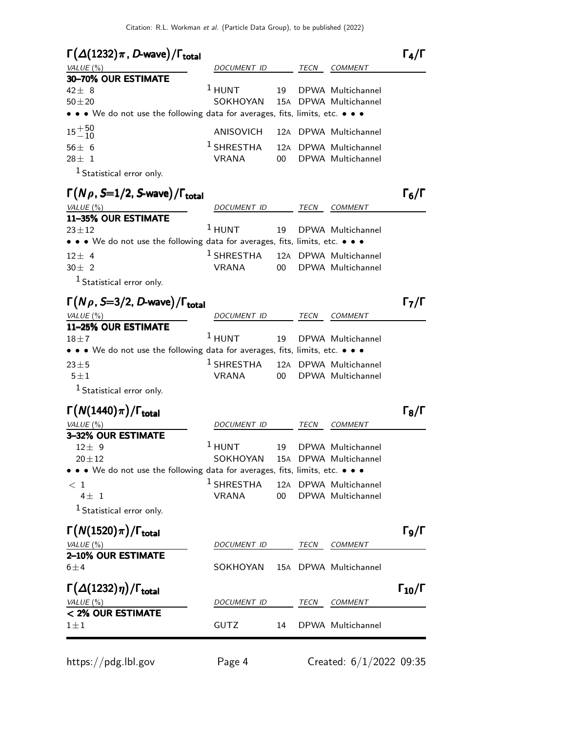## $\Gamma(\Delta(1232)\pi\text{, }D\text{-wave})/\Gamma_{total}$ — $\Gamma_4/\Gamma$

| VALUE (%) | DOCUMENT ID | | TECN | COMMENT |
|---|---|---|---|---|
| **30–70% OUR ESTIMATE** | | | | |
| $42\pm 8$ | [1] HUNT | 19 | DPWA | Multichannel |
| $50\pm 20$ | SOKHOYAN | 15A | DPWA | Multichannel |
| • • • We do not use the following data for averages, fits, limits, etc. • • • | | | | |
| $15^{+50}_{-10}$ | ANISOVICH | 12A | DPWA | Multichannel |
| $56\pm 6$ | [1] SHRESTHA | 12A | DPWA | Multichannel |
| $28\pm 1$ | VRANA | 00 | DPWA | Multichannel |

[1] Statistical error only.

## $\Gamma(N\rho\text{, }S=1/2\text{, }S\text{-wave})/\Gamma_{total}$ — $\Gamma_6/\Gamma$

| VALUE (%) | DOCUMENT ID | | TECN | COMMENT |
|---|---|---|---|---|
| **11–35% OUR ESTIMATE** | | | | |
| $23\pm 12$ | [1] HUNT | 19 | DPWA | Multichannel |
| • • • We do not use the following data for averages, fits, limits, etc. • • • | | | | |
| $12\pm 4$ | [1] SHRESTHA | 12A | DPWA | Multichannel |
| $30\pm 2$ | VRANA | 00 | DPWA | Multichannel |

[1] Statistical error only.

## $\Gamma(N\rho\text{, }S=3/2\text{, }D\text{-wave})/\Gamma_{total}$ — $\Gamma_7/\Gamma$

| VALUE (%) | DOCUMENT ID | | TECN | COMMENT |
|---|---|---|---|---|
| **11–25% OUR ESTIMATE** | | | | |
| $18\pm 7$ | [1] HUNT | 19 | DPWA | Multichannel |
| • • • We do not use the following data for averages, fits, limits, etc. • • • | | | | |
| $23\pm 5$ | [1] SHRESTHA | 12A | DPWA | Multichannel |
| $5\pm 1$ | VRANA | 00 | DPWA | Multichannel |

[1] Statistical error only.

## $\Gamma(N(1440)\pi)/\Gamma_{total}$ — $\Gamma_8/\Gamma$

| VALUE (%) | DOCUMENT ID | | TECN | COMMENT |
|---|---|---|---|---|
| **3–32% OUR ESTIMATE** | | | | |
| $12\pm 9$ | [1] HUNT | 19 | DPWA | Multichannel |
| $20\pm 12$ | SOKHOYAN | 15A | DPWA | Multichannel |
| • • • We do not use the following data for averages, fits, limits, etc. • • • | | | | |
| $< 1$ | [1] SHRESTHA | 12A | DPWA | Multichannel |
| $4\pm 1$ | VRANA | 00 | DPWA | Multichannel |

[1] Statistical error only.

## $\Gamma(N(1520)\pi)/\Gamma_{total}$ — $\Gamma_9/\Gamma$

| VALUE (%) | DOCUMENT ID | | TECN | COMMENT |
|---|---|---|---|---|
| **2–10% OUR ESTIMATE** | | | | |
| $6\pm 4$ | SOKHOYAN | 15A | DPWA | Multichannel |

## $\Gamma(\Delta(1232)\eta)/\Gamma_{total}$ — $\Gamma_{10}/\Gamma$

| VALUE (%) | DOCUMENT ID | | TECN | COMMENT |
|---|---|---|---|---|
| **< 2% OUR ESTIMATE** | | | | |
| $1\pm 1$ | GUTZ | 14 | DPWA | Multichannel |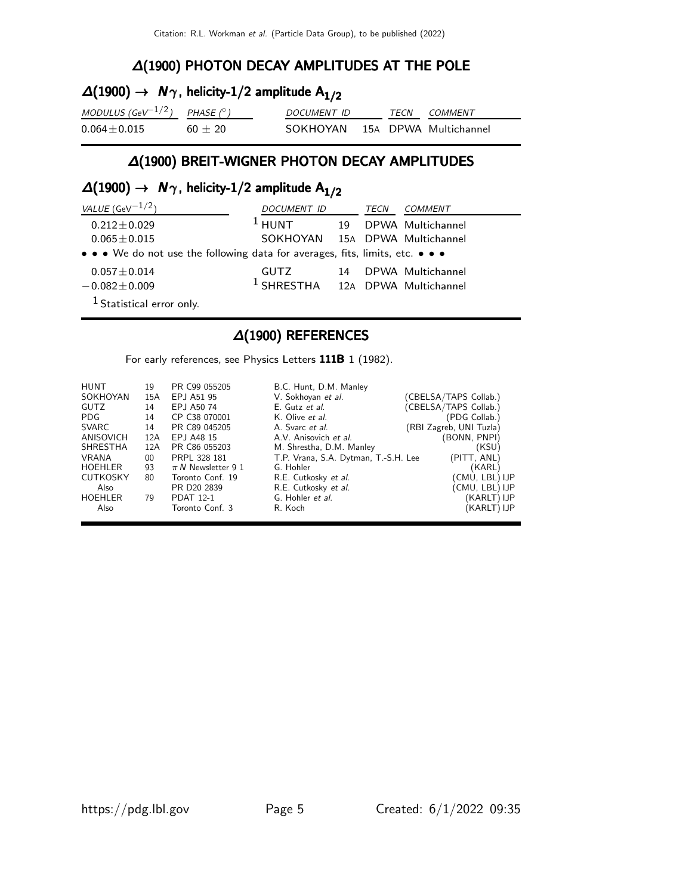## $\Delta(1900)$ PHOTON DECAY AMPLITUDES AT THE POLE

### $\Delta(1900) \rightarrow N\gamma$, helicity-1/2 amplitude $A_{1/2}$

| *MODULUS ($GeV^{-1/2}$)* | *PHASE (°)* | *DOCUMENT ID* | | *TECN* | *COMMENT* |
|---|---|---|---|---|---|
| $0.064 \pm 0.015$ | $60 \pm 20$ | SOKHOYAN | 15A | DPWA | Multichannel |

## $\Delta(1900)$ BREIT-WIGNER PHOTON DECAY AMPLITUDES

### $\Delta(1900) \rightarrow N\gamma$, helicity-1/2 amplitude $A_{1/2}$

| *VALUE ($GeV^{-1/2}$)* | *DOCUMENT ID* | | *TECN* | *COMMENT* |
|---|---|---|---|---|
| $0.212 \pm 0.029$ | [1] HUNT | 19 | DPWA | Multichannel |
| $0.065 \pm 0.015$ | SOKHOYAN | 15A | DPWA | Multichannel |
| • • • We do not use the following data for averages, fits, limits, etc. • • • | | | | |
| $0.057 \pm 0.014$ | GUTZ | 14 | DPWA | Multichannel |
| $-0.082 \pm 0.009$ | [1] SHRESTHA | 12A | DPWA | Multichannel |

[1] Statistical error only.

## $\Delta(1900)$ REFERENCES

For early references, see Physics Letters **111B** 1 (1982).

| | | | | |
|---|---|---|---|---|
| HUNT | 19 | PR C99 055205 | B.C. Hunt, D.M. Manley | |
| SOKHOYAN | 15A | EPJ A51 95 | V. Sokhoyan *et al.* | (CBELSA/TAPS Collab.) |
| GUTZ | 14 | EPJ A50 74 | E. Gutz *et al.* | (CBELSA/TAPS Collab.) |
| PDG | 14 | CP C38 070001 | K. Olive *et al.* | (PDG Collab.) |
| SVARC | 14 | PR C89 045205 | A. Svarc *et al.* | (RBI Zagreb, UNI Tuzla) |
| ANISOVICH | 12A | EPJ A48 15 | A.V. Anisovich *et al.* | (BONN, PNPI) |
| SHRESTHA | 12A | PR C86 055203 | M. Shrestha, D.M. Manley | (KSU) |
| VRANA | 00 | PRPL 328 181 | T.P. Vrana, S.A. Dytman, T.-S.H. Lee | (PITT, ANL) |
| HOEHLER | 93 | $\pi N$ Newsletter 9 1 | G. Hohler | (KARL) |
| CUTKOSKY | 80 | Toronto Conf. 19 | R.E. Cutkosky *et al.* | (CMU, LBL) IJP |
| Also | | PR D20 2839 | R.E. Cutkosky *et al.* | (CMU, LBL) IJP |
| HOEHLER | 79 | PDAT 12-1 | G. Hohler *et al.* | (KARLT) IJP |
| Also | | Toronto Conf. 3 | R. Koch | (KARLT) IJP |